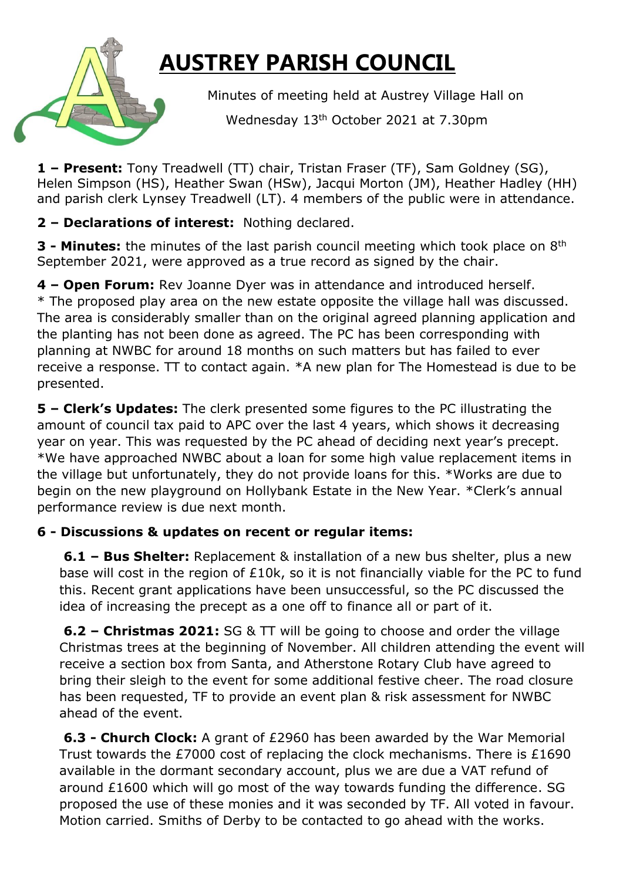# AUSTREY PARISH COUNCIL

Minutes of meeting held at Austrey Village Hall on

Wednesday 13th October 2021 at 7.30pm

**1 – Present:** Tony Treadwell (TT) chair, Tristan Fraser (TF), Sam Goldney (SG), Helen Simpson (HS), Heather Swan (HSw), Jacqui Morton (JM), Heather Hadley (HH) and parish clerk Lynsey Treadwell (LT). 4 members of the public were in attendance.

**2 – Declarations of interest:** Nothing declared.

**3 - Minutes:** the minutes of the last parish council meeting which took place on 8th September 2021, were approved as a true record as signed by the chair.

**4 – Open Forum:** Rev Joanne Dyer was in attendance and introduced herself.
* The proposed play area on the new estate opposite the village hall was discussed. The area is considerably smaller than on the original agreed planning application and the planting has not been done as agreed. The PC has been corresponding with planning at NWBC for around 18 months on such matters but has failed to ever receive a response. TT to contact again. *A new plan for The Homestead is due to be presented.

**5 – Clerk's Updates:** The clerk presented some figures to the PC illustrating the amount of council tax paid to APC over the last 4 years, which shows it decreasing year on year. This was requested by the PC ahead of deciding next year's precept. *We have approached NWBC about a loan for some high value replacement items in the village but unfortunately, they do not provide loans for this. *Works are due to begin on the new playground on Hollybank Estate in the New Year. *Clerk's annual performance review is due next month.

**6 - Discussions & updates on recent or regular items:**

**6.1 – Bus Shelter:** Replacement & installation of a new bus shelter, plus a new base will cost in the region of £10k, so it is not financially viable for the PC to fund this. Recent grant applications have been unsuccessful, so the PC discussed the idea of increasing the precept as a one off to finance all or part of it.

**6.2 – Christmas 2021:** SG & TT will be going to choose and order the village Christmas trees at the beginning of November. All children attending the event will receive a section box from Santa, and Atherstone Rotary Club have agreed to bring their sleigh to the event for some additional festive cheer. The road closure has been requested, TF to provide an event plan & risk assessment for NWBC ahead of the event.

**6.3 - Church Clock:** A grant of £2960 has been awarded by the War Memorial Trust towards the £7000 cost of replacing the clock mechanisms. There is £1690 available in the dormant secondary account, plus we are due a VAT refund of around £1600 which will go most of the way towards funding the difference. SG proposed the use of these monies and it was seconded by TF. All voted in favour. Motion carried. Smiths of Derby to be contacted to go ahead with the works.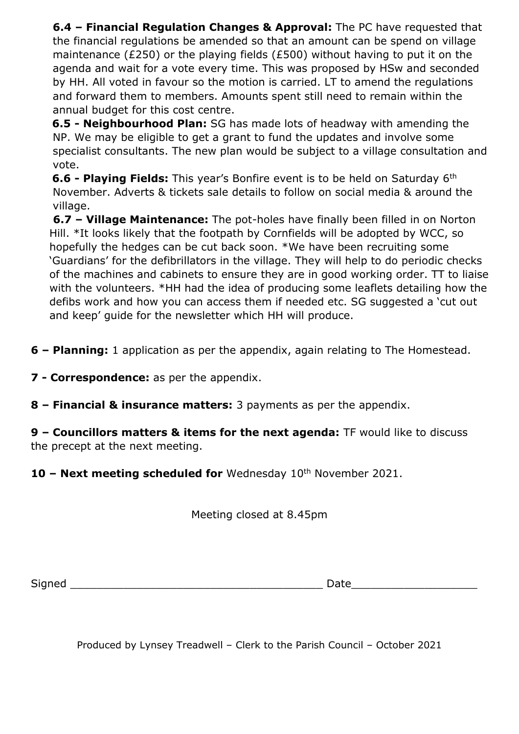**6.4 – Financial Regulation Changes & Approval:** The PC have requested that the financial regulations be amended so that an amount can be spend on village maintenance (£250) or the playing fields (£500) without having to put it on the agenda and wait for a vote every time. This was proposed by HSw and seconded by HH. All voted in favour so the motion is carried. LT to amend the regulations and forward them to members. Amounts spent still need to remain within the annual budget for this cost centre.

**6.5 - Neighbourhood Plan:** SG has made lots of headway with amending the NP. We may be eligible to get a grant to fund the updates and involve some specialist consultants. The new plan would be subject to a village consultation and vote.

**6.6 - Playing Fields:** This year's Bonfire event is to be held on Saturday 6th November. Adverts & tickets sale details to follow on social media & around the village.

**6.7 – Village Maintenance:** The pot-holes have finally been filled in on Norton Hill. *It looks likely that the footpath by Cornfields will be adopted by WCC, so hopefully the hedges can be cut back soon. *We have been recruiting some 'Guardians' for the defibrillators in the village. They will help to do periodic checks of the machines and cabinets to ensure they are in good working order. TT to liaise with the volunteers. *HH had the idea of producing some leaflets detailing how the defibs work and how you can access them if needed etc. SG suggested a 'cut out and keep' guide for the newsletter which HH will produce.

**6 – Planning:** 1 application as per the appendix, again relating to The Homestead.

**7 - Correspondence:** as per the appendix.

**8 – Financial & insurance matters:** 3 payments as per the appendix.

**9 – Councillors matters & items for the next agenda:** TF would like to discuss the precept at the next meeting.

**10 – Next meeting scheduled for** Wednesday 10th November 2021.

Meeting closed at 8.45pm

Signed ______________________________________ Date___________________

Produced by Lynsey Treadwell – Clerk to the Parish Council – October 2021